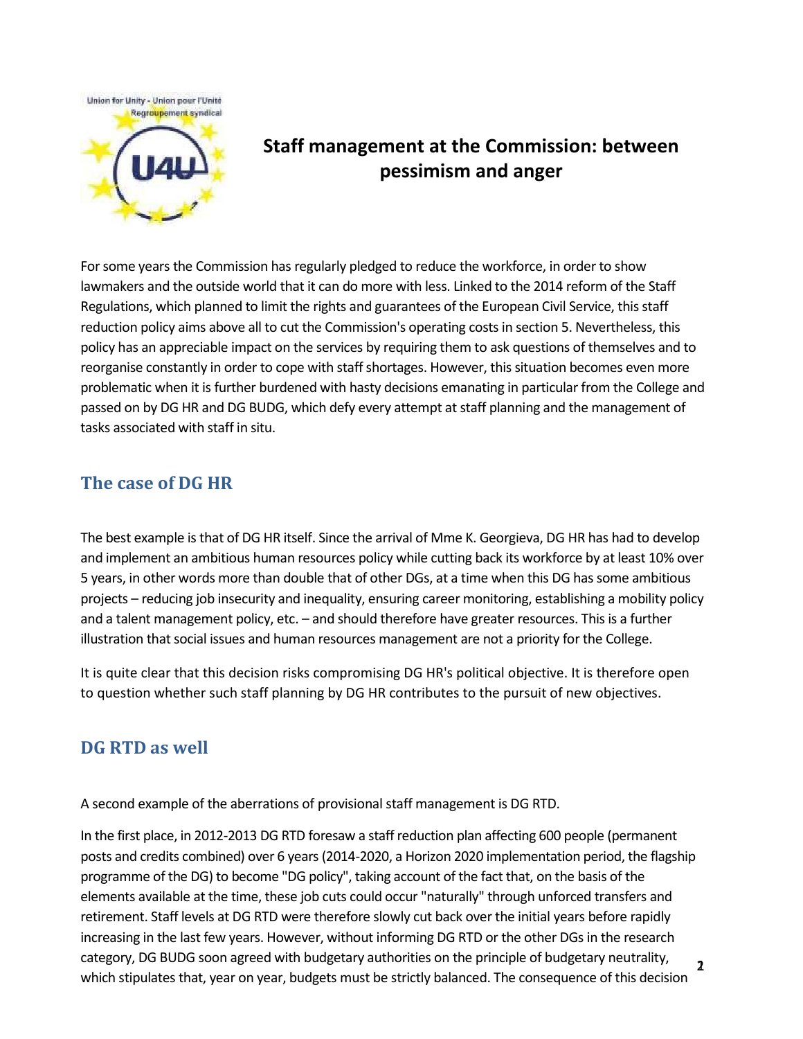# Staff management at the Commission: between pessimism and anger

For some years the Commission has regularly pledged to reduce the workforce, in order to show lawmakers and the outside world that it can do more with less. Linked to the 2014 reform of the Staff Regulations, which planned to limit the rights and guarantees of the European Civil Service, this staff reduction policy aims above all to cut the Commission's operating costs in section 5. Nevertheless, this policy has an appreciable impact on the services by requiring them to ask questions of themselves and to reorganise constantly in order to cope with staff shortages. However, this situation becomes even more problematic when it is further burdened with hasty decisions emanating in particular from the College and passed on by DG HR and DG BUDG, which defy every attempt at staff planning and the management of tasks associated with staff in situ.

## The case of DG HR

The best example is that of DG HR itself. Since the arrival of Mme K. Georgieva, DG HR has had to develop and implement an ambitious human resources policy while cutting back its workforce by at least 10% over 5 years, in other words more than double that of other DGs, at a time when this DG has some ambitious projects – reducing job insecurity and inequality, ensuring career monitoring, establishing a mobility policy and a talent management policy, etc. – and should therefore have greater resources. This is a further illustration that social issues and human resources management are not a priority for the College.

It is quite clear that this decision risks compromising DG HR's political objective. It is therefore open to question whether such staff planning by DG HR contributes to the pursuit of new objectives.

## DG RTD as well

A second example of the aberrations of provisional staff management is DG RTD.

In the first place, in 2012-2013 DG RTD foresaw a staff reduction plan affecting 600 people (permanent posts and credits combined) over 6 years (2014-2020, a Horizon 2020 implementation period, the flagship programme of the DG) to become "DG policy", taking account of the fact that, on the basis of the elements available at the time, these job cuts could occur "naturally" through unforced transfers and retirement. Staff levels at DG RTD were therefore slowly cut back over the initial years before rapidly increasing in the last few years. However, without informing DG RTD or the other DGs in the research category, DG BUDG soon agreed with budgetary authorities on the principle of budgetary neutrality, which stipulates that, year on year, budgets must be strictly balanced. The consequence of this decision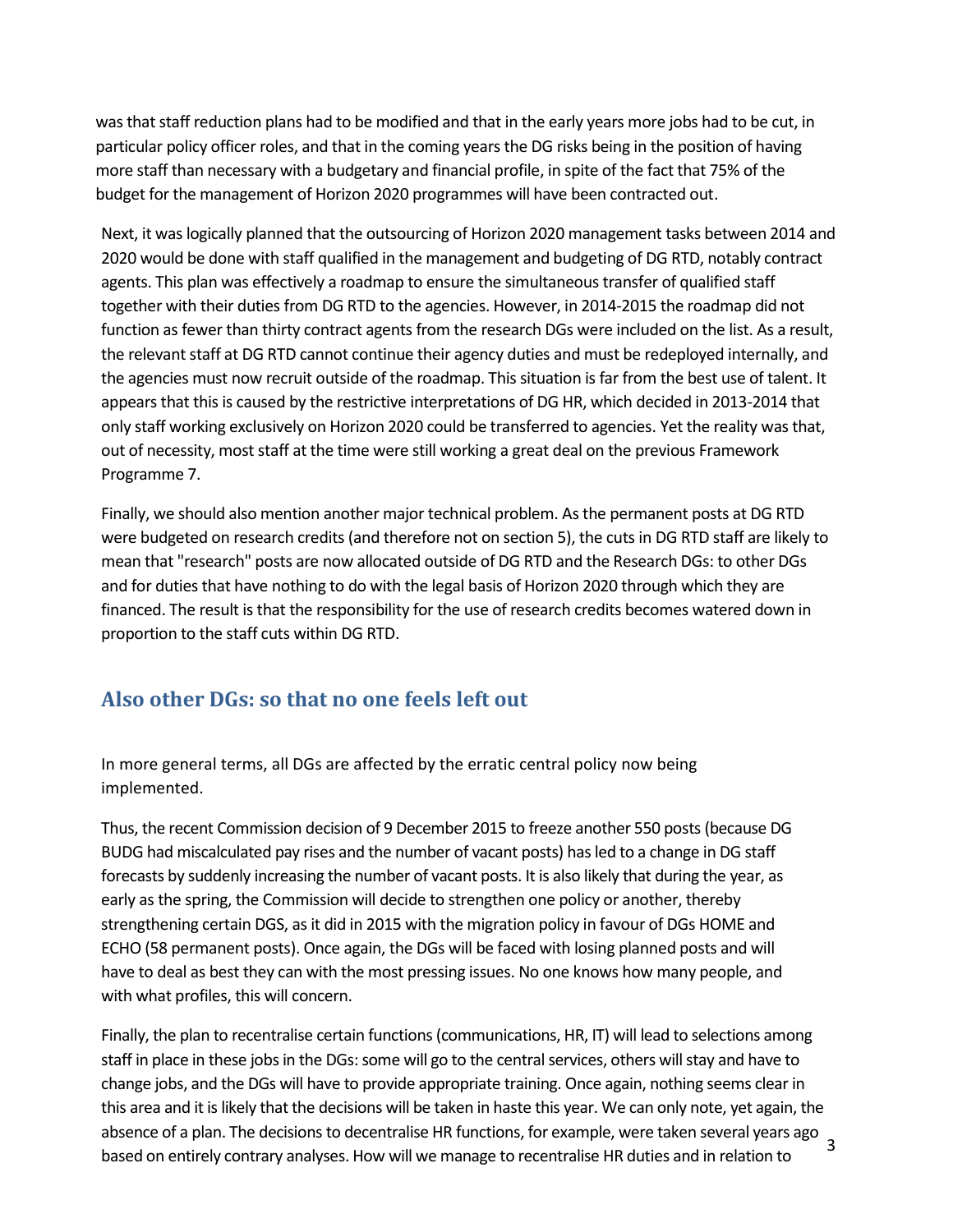was that staff reduction plans had to be modified and that in the early years more jobs had to be cut, in particular policy officer roles, and that in the coming years the DG risks being in the position of having more staff than necessary with a budgetary and financial profile, in spite of the fact that 75% of the budget for the management of Horizon 2020 programmes will have been contracted out.

Next, it was logically planned that the outsourcing of Horizon 2020 management tasks between 2014 and 2020 would be done with staff qualified in the management and budgeting of DG RTD, notably contract agents. This plan was effectively a roadmap to ensure the simultaneous transfer of qualified staff together with their duties from DG RTD to the agencies. However, in 2014-2015 the roadmap did not function as fewer than thirty contract agents from the research DGs were included on the list. As a result, the relevant staff at DG RTD cannot continue their agency duties and must be redeployed internally, and the agencies must now recruit outside of the roadmap. This situation is far from the best use of talent. It appears that this is caused by the restrictive interpretations of DG HR, which decided in 2013-2014 that only staff working exclusively on Horizon 2020 could be transferred to agencies. Yet the reality was that, out of necessity, most staff at the time were still working a great deal on the previous Framework Programme 7.

Finally, we should also mention another major technical problem. As the permanent posts at DG RTD were budgeted on research credits (and therefore not on section 5), the cuts in DG RTD staff are likely to mean that "research" posts are now allocated outside of DG RTD and the Research DGs: to other DGs and for duties that have nothing to do with the legal basis of Horizon 2020 through which they are financed. The result is that the responsibility for the use of research credits becomes watered down in proportion to the staff cuts within DG RTD.

## Also other DGs: so that no one feels left out

In more general terms, all DGs are affected by the erratic central policy now being implemented.

Thus, the recent Commission decision of 9 December 2015 to freeze another 550 posts (because DG BUDG had miscalculated pay rises and the number of vacant posts) has led to a change in DG staff forecasts by suddenly increasing the number of vacant posts. It is also likely that during the year, as early as the spring, the Commission will decide to strengthen one policy or another, thereby strengthening certain DGS, as it did in 2015 with the migration policy in favour of DGs HOME and ECHO (58 permanent posts). Once again, the DGs will be faced with losing planned posts and will have to deal as best they can with the most pressing issues. No one knows how many people, and with what profiles, this will concern.

Finally, the plan to recentralise certain functions (communications, HR, IT) will lead to selections among staff in place in these jobs in the DGs: some will go to the central services, others will stay and have to change jobs, and the DGs will have to provide appropriate training. Once again, nothing seems clear in this area and it is likely that the decisions will be taken in haste this year. We can only note, yet again, the absence of a plan. The decisions to decentralise HR functions, for example, were taken several years ago based on entirely contrary analyses. How will we manage to recentralise HR duties and in relation to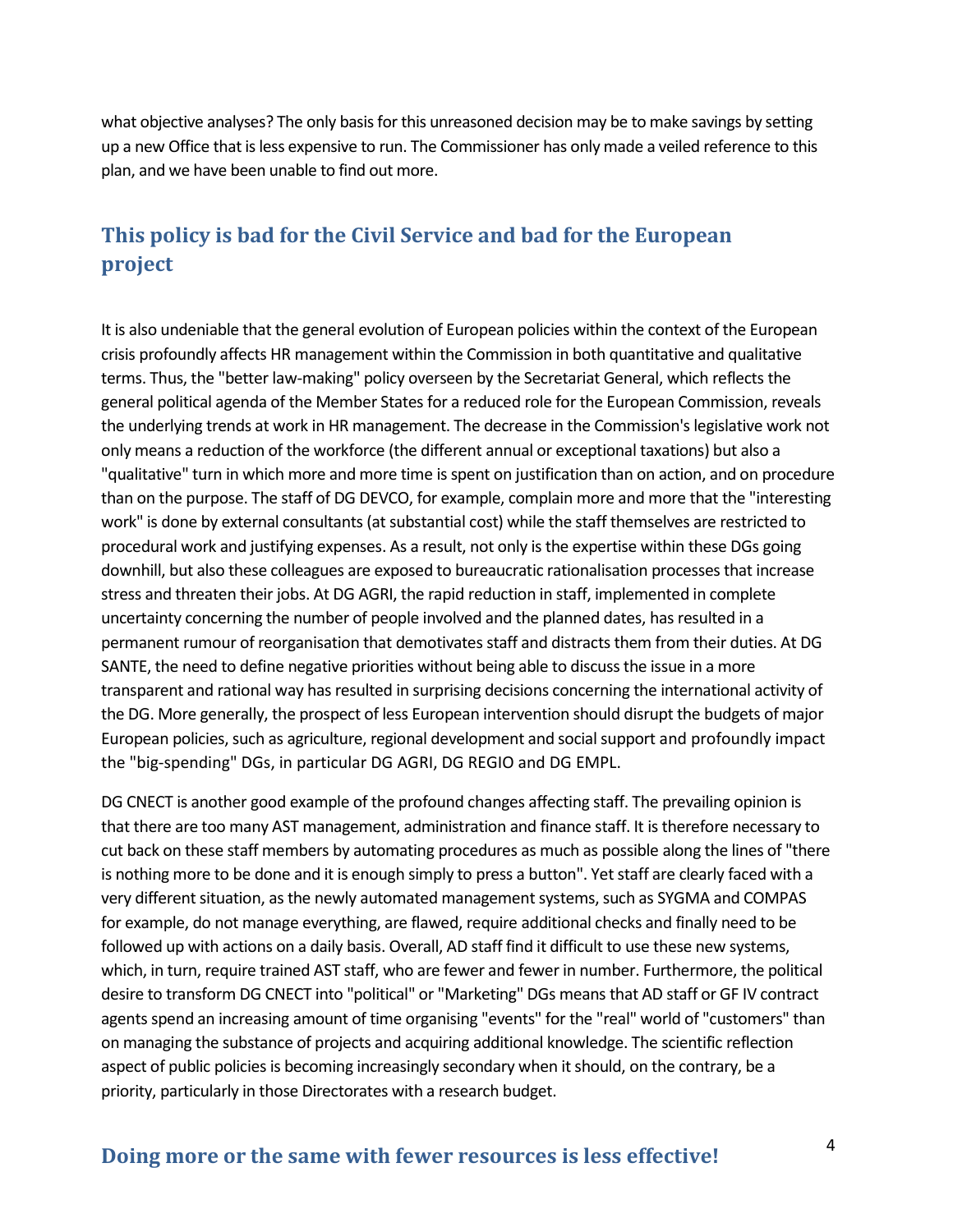what objective analyses? The only basis for this unreasoned decision may be to make savings by setting up a new Office that is less expensive to run. The Commissioner has only made a veiled reference to this plan, and we have been unable to find out more.

## This policy is bad for the Civil Service and bad for the European project

It is also undeniable that the general evolution of European policies within the context of the European crisis profoundly affects HR management within the Commission in both quantitative and qualitative terms. Thus, the "better law-making" policy overseen by the Secretariat General, which reflects the general political agenda of the Member States for a reduced role for the European Commission, reveals the underlying trends at work in HR management. The decrease in the Commission's legislative work not only means a reduction of the workforce (the different annual or exceptional taxations) but also a "qualitative" turn in which more and more time is spent on justification than on action, and on procedure than on the purpose. The staff of DG DEVCO, for example, complain more and more that the "interesting work" is done by external consultants (at substantial cost) while the staff themselves are restricted to procedural work and justifying expenses. As a result, not only is the expertise within these DGs going downhill, but also these colleagues are exposed to bureaucratic rationalisation processes that increase stress and threaten their jobs. At DG AGRI, the rapid reduction in staff, implemented in complete uncertainty concerning the number of people involved and the planned dates, has resulted in a permanent rumour of reorganisation that demotivates staff and distracts them from their duties. At DG SANTE, the need to define negative priorities without being able to discuss the issue in a more transparent and rational way has resulted in surprising decisions concerning the international activity of the DG. More generally, the prospect of less European intervention should disrupt the budgets of major European policies, such as agriculture, regional development and social support and profoundly impact the "big-spending" DGs, in particular DG AGRI, DG REGIO and DG EMPL.

DG CNECT is another good example of the profound changes affecting staff. The prevailing opinion is that there are too many AST management, administration and finance staff. It is therefore necessary to cut back on these staff members by automating procedures as much as possible along the lines of "there is nothing more to be done and it is enough simply to press a button". Yet staff are clearly faced with a very different situation, as the newly automated management systems, such as SYGMA and COMPAS for example, do not manage everything, are flawed, require additional checks and finally need to be followed up with actions on a daily basis. Overall, AD staff find it difficult to use these new systems, which, in turn, require trained AST staff, who are fewer and fewer in number. Furthermore, the political desire to transform DG CNECT into "political" or "Marketing" DGs means that AD staff or GF IV contract agents spend an increasing amount of time organising "events" for the "real" world of "customers" than on managing the substance of projects and acquiring additional knowledge. The scientific reflection aspect of public policies is becoming increasingly secondary when it should, on the contrary, be a priority, particularly in those Directorates with a research budget.

## Doing more or the same with fewer resources is less effective!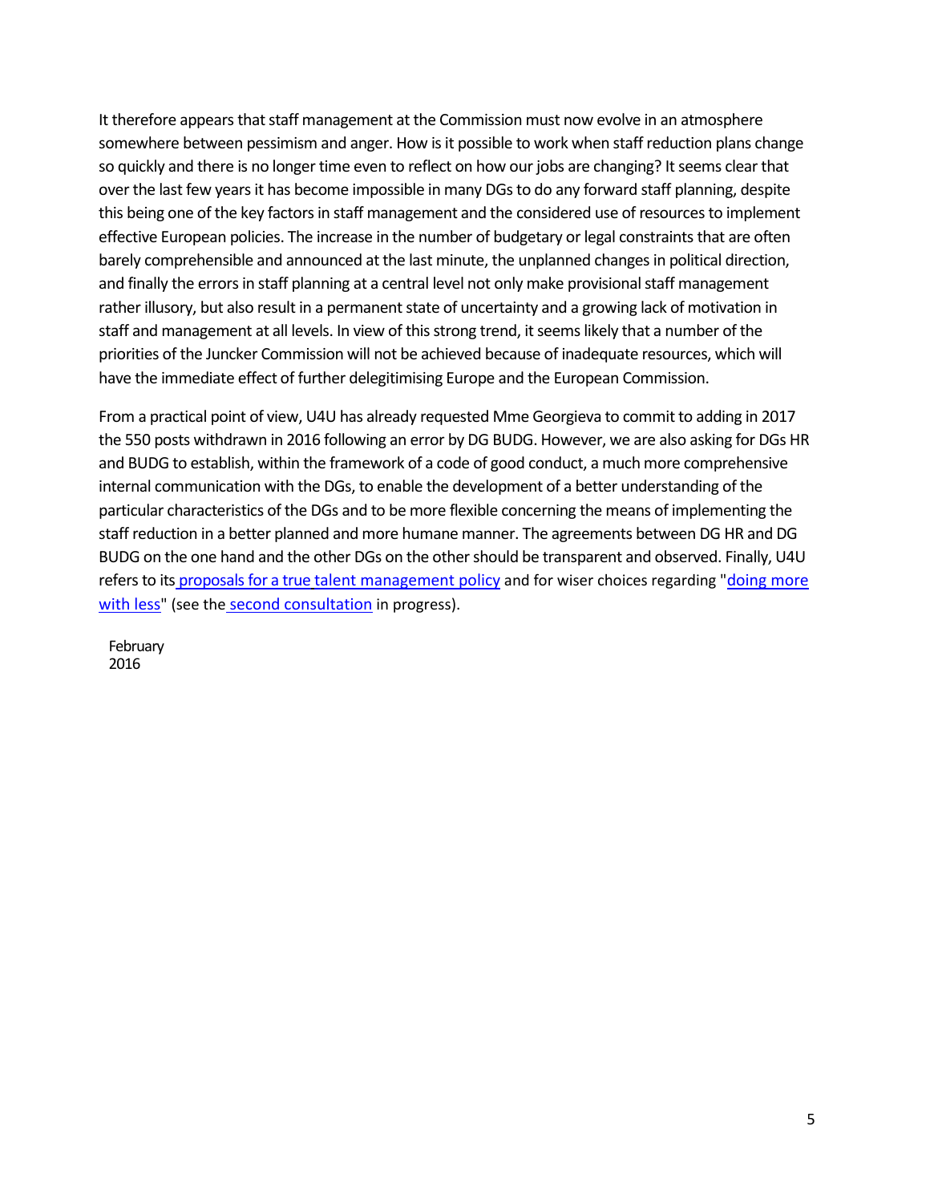It therefore appears that staff management at the Commission must now evolve in an atmosphere somewhere between pessimism and anger. How is it possible to work when staff reduction plans change so quickly and there is no longer time even to reflect on how our jobs are changing? It seems clear that over the last few years it has become impossible in many DGs to do any forward staff planning, despite this being one of the key factors in staff management and the considered use of resources to implement effective European policies. The increase in the number of budgetary or legal constraints that are often barely comprehensible and announced at the last minute, the unplanned changes in political direction, and finally the errors in staff planning at a central level not only make provisional staff management rather illusory, but also result in a permanent state of uncertainty and a growing lack of motivation in staff and management at all levels. In view of this strong trend, it seems likely that a number of the priorities of the Juncker Commission will not be achieved because of inadequate resources, which will have the immediate effect of further delegitimising Europe and the European Commission.

From a practical point of view, U4U has already requested Mme Georgieva to commit to adding in 2017 the 550 posts withdrawn in 2016 following an error by DG BUDG. However, we are also asking for DGs HR and BUDG to establish, within the framework of a code of good conduct, a much more comprehensive internal communication with the DGs, to enable the development of a better understanding of the particular characteristics of the DGs and to be more flexible concerning the means of implementing the staff reduction in a better planned and more humane manner. The agreements between DG HR and DG BUDG on the one hand and the other DGs on the other should be transparent and observed. Finally, U4U refers to its proposals for a true talent management policy and for wiser choices regarding "doing more with less" (see the second consultation in progress).

February 2016